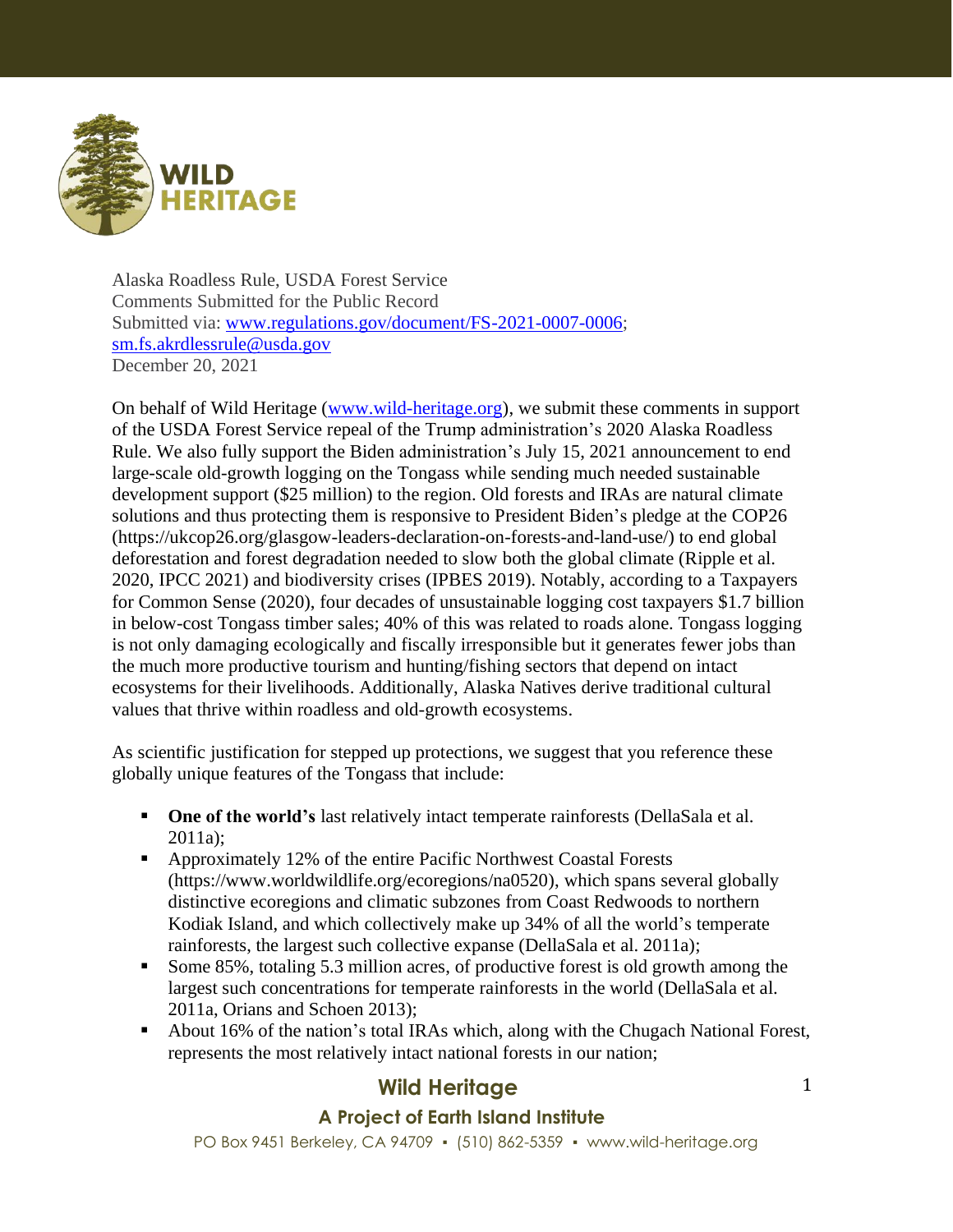Alaska Roadless Rule, USDA Forest Service
Comments Submitted for the Public Record
Submitted via: [www.regulations.gov/document/FS-2021-0007-0006](www.regulations.gov/document/FS-2021-0007-0006); [sm.fs.akrdlessrule@usda.gov](mailto:sm.fs.akrdlessrule@usda.gov)
December 20, 2021

On behalf of Wild Heritage ([www.wild-heritage.org](www.wild-heritage.org)), we submit these comments in support of the USDA Forest Service repeal of the Trump administration's 2020 Alaska Roadless Rule. We also fully support the Biden administration's July 15, 2021 announcement to end large-scale old-growth logging on the Tongass while sending much needed sustainable development support ($25 million) to the region. Old forests and IRAs are natural climate solutions and thus protecting them is responsive to President Biden's pledge at the COP26 (https://ukcop26.org/glasgow-leaders-declaration-on-forests-and-land-use/) to end global deforestation and forest degradation needed to slow both the global climate (Ripple et al. 2020, IPCC 2021) and biodiversity crises (IPBES 2019). Notably, according to a Taxpayers for Common Sense (2020), four decades of unsustainable logging cost taxpayers $1.7 billion in below-cost Tongass timber sales; 40% of this was related to roads alone. Tongass logging is not only damaging ecologically and fiscally irresponsible but it generates fewer jobs than the much more productive tourism and hunting/fishing sectors that depend on intact ecosystems for their livelihoods. Additionally, Alaska Natives derive traditional cultural values that thrive within roadless and old-growth ecosystems.

As scientific justification for stepped up protections, we suggest that you reference these globally unique features of the Tongass that include:

- **One of the world's** last relatively intact temperate rainforests (DellaSala et al. 2011a);
- Approximately 12% of the entire Pacific Northwest Coastal Forests (https://www.worldwildlife.org/ecoregions/na0520), which spans several globally distinctive ecoregions and climatic subzones from Coast Redwoods to northern Kodiak Island, and which collectively make up 34% of all the world's temperate rainforests, the largest such collective expanse (DellaSala et al. 2011a);
- Some 85%, totaling 5.3 million acres, of productive forest is old growth among the largest such concentrations for temperate rainforests in the world (DellaSala et al. 2011a, Orians and Schoen 2013);
- About 16% of the nation's total IRAs which, along with the Chugach National Forest, represents the most relatively intact national forests in our nation;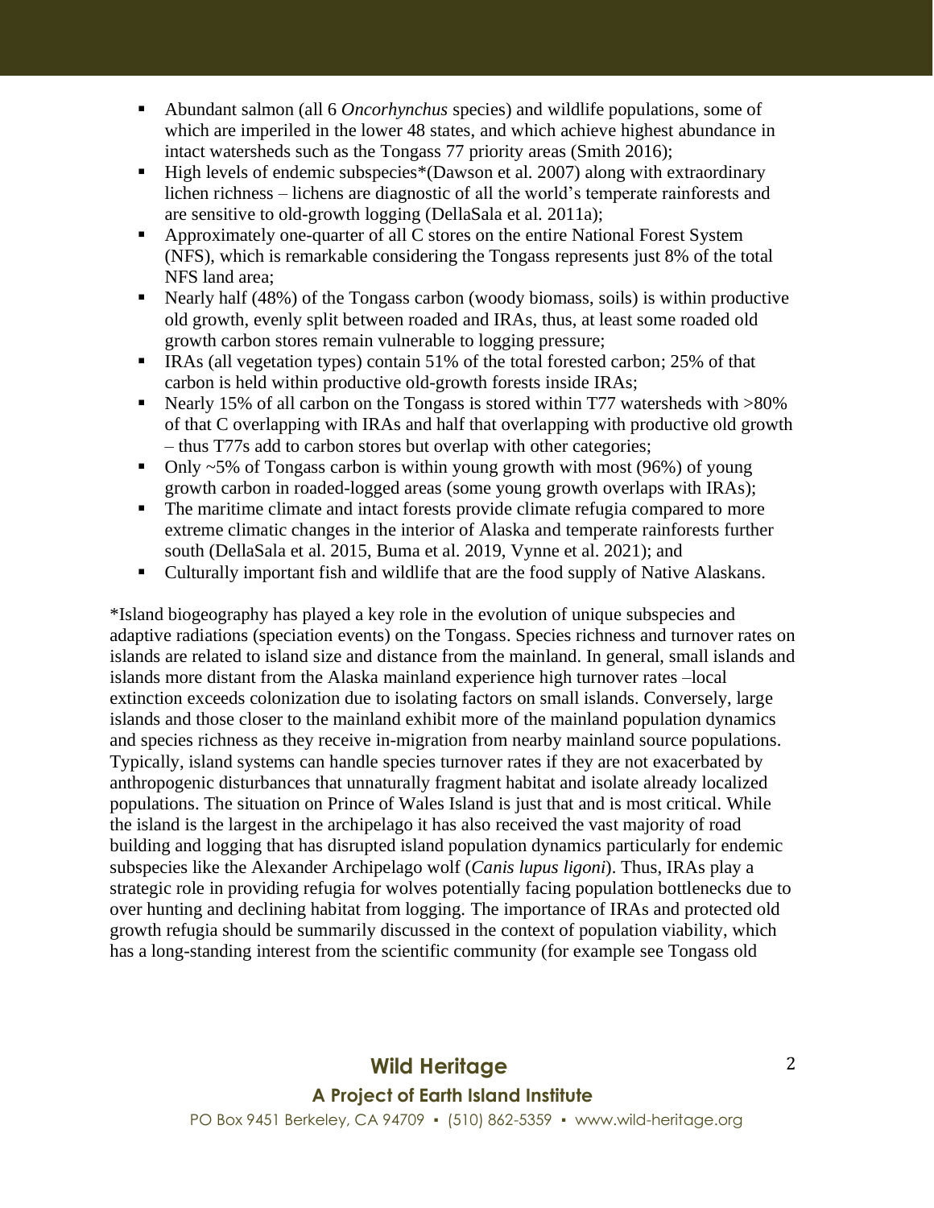- Abundant salmon (all 6 *Oncorhynchus* species) and wildlife populations, some of which are imperiled in the lower 48 states, and which achieve highest abundance in intact watersheds such as the Tongass 77 priority areas (Smith 2016);
- High levels of endemic subspecies*(Dawson et al. 2007) along with extraordinary lichen richness – lichens are diagnostic of all the world's temperate rainforests and are sensitive to old-growth logging (DellaSala et al. 2011a);
- Approximately one-quarter of all C stores on the entire National Forest System (NFS), which is remarkable considering the Tongass represents just 8% of the total NFS land area;
- Nearly half (48%) of the Tongass carbon (woody biomass, soils) is within productive old growth, evenly split between roaded and IRAs, thus, at least some roaded old growth carbon stores remain vulnerable to logging pressure;
- IRAs (all vegetation types) contain 51% of the total forested carbon; 25% of that carbon is held within productive old-growth forests inside IRAs;
- Nearly 15% of all carbon on the Tongass is stored within T77 watersheds with >80% of that C overlapping with IRAs and half that overlapping with productive old growth – thus T77s add to carbon stores but overlap with other categories;
- Only ~5% of Tongass carbon is within young growth with most (96%) of young growth carbon in roaded-logged areas (some young growth overlaps with IRAs);
- The maritime climate and intact forests provide climate refugia compared to more extreme climatic changes in the interior of Alaska and temperate rainforests further south (DellaSala et al. 2015, Buma et al. 2019, Vynne et al. 2021); and
- Culturally important fish and wildlife that are the food supply of Native Alaskans.

*Island biogeography has played a key role in the evolution of unique subspecies and adaptive radiations (speciation events) on the Tongass. Species richness and turnover rates on islands are related to island size and distance from the mainland. In general, small islands and islands more distant from the Alaska mainland experience high turnover rates –local extinction exceeds colonization due to isolating factors on small islands. Conversely, large islands and those closer to the mainland exhibit more of the mainland population dynamics and species richness as they receive in-migration from nearby mainland source populations. Typically, island systems can handle species turnover rates if they are not exacerbated by anthropogenic disturbances that unnaturally fragment habitat and isolate already localized populations. The situation on Prince of Wales Island is just that and is most critical. While the island is the largest in the archipelago it has also received the vast majority of road building and logging that has disrupted island population dynamics particularly for endemic subspecies like the Alexander Archipelago wolf (*Canis lupus ligoni*). Thus, IRAs play a strategic role in providing refugia for wolves potentially facing population bottlenecks due to over hunting and declining habitat from logging. The importance of IRAs and protected old growth refugia should be summarily discussed in the context of population viability, which has a long-standing interest from the scientific community (for example see Tongass old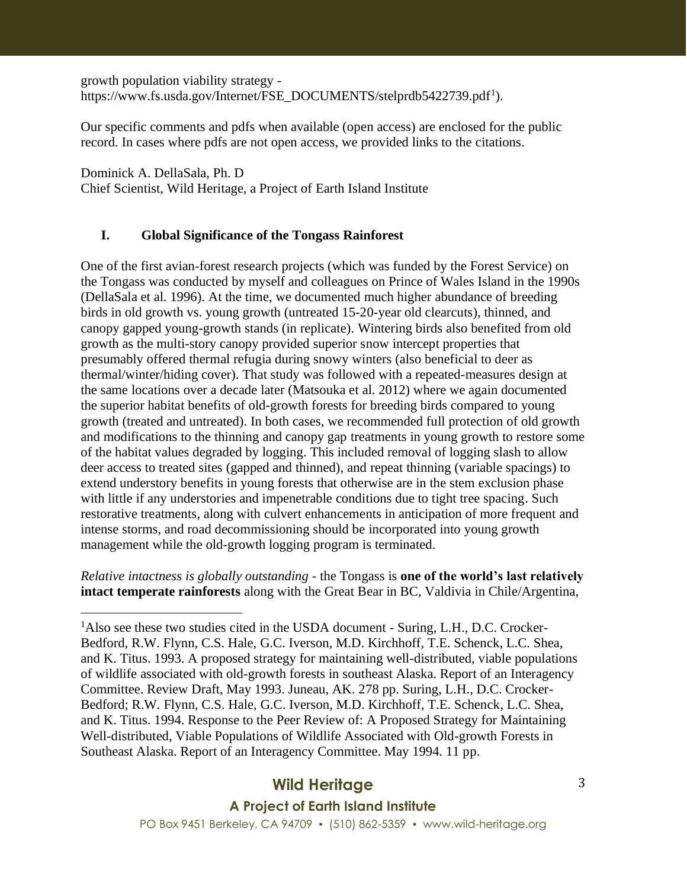growth population viability strategy - https://www.fs.usda.gov/Internet/FSE_DOCUMENTS/stelprdb5422739.pdf[1]).

Our specific comments and pdfs when available (open access) are enclosed for the public record. In cases where pdfs are not open access, we provided links to the citations.

Dominick A. DellaSala, Ph. D
Chief Scientist, Wild Heritage, a Project of Earth Island Institute

## I. Global Significance of the Tongass Rainforest

One of the first avian-forest research projects (which was funded by the Forest Service) on the Tongass was conducted by myself and colleagues on Prince of Wales Island in the 1990s (DellaSala et al. 1996). At the time, we documented much higher abundance of breeding birds in old growth vs. young growth (untreated 15-20-year old clearcuts), thinned, and canopy gapped young-growth stands (in replicate). Wintering birds also benefited from old growth as the multi-story canopy provided superior snow intercept properties that presumably offered thermal refugia during snowy winters (also beneficial to deer as thermal/winter/hiding cover). That study was followed with a repeated-measures design at the same locations over a decade later (Matsouka et al. 2012) where we again documented the superior habitat benefits of old-growth forests for breeding birds compared to young growth (treated and untreated). In both cases, we recommended full protection of old growth and modifications to the thinning and canopy gap treatments in young growth to restore some of the habitat values degraded by logging. This included removal of logging slash to allow deer access to treated sites (gapped and thinned), and repeat thinning (variable spacings) to extend understory benefits in young forests that otherwise are in the stem exclusion phase with little if any understories and impenetrable conditions due to tight tree spacing. Such restorative treatments, along with culvert enhancements in anticipation of more frequent and intense storms, and road decommissioning should be incorporated into young growth management while the old-growth logging program is terminated.

*Relative intactness is globally outstanding* - the Tongass is **one of the world's last relatively intact temperate rainforests** along with the Great Bear in BC, Valdivia in Chile/Argentina,

[1] Also see these two studies cited in the USDA document - Suring, L.H., D.C. Crocker-Bedford, R.W. Flynn, C.S. Hale, G.C. Iverson, M.D. Kirchhoff, T.E. Schenck, L.C. Shea, and K. Titus. 1993. A proposed strategy for maintaining well-distributed, viable populations of wildlife associated with old-growth forests in southeast Alaska. Report of an Interagency Committee. Review Draft, May 1993. Juneau, AK. 278 pp. Suring, L.H., D.C. Crocker-Bedford; R.W. Flynn, C.S. Hale, G.C. Iverson, M.D. Kirchhoff, T.E. Schenck, L.C. Shea, and K. Titus. 1994. Response to the Peer Review of: A Proposed Strategy for Maintaining Well-distributed, Viable Populations of Wildlife Associated with Old-growth Forests in Southeast Alaska. Report of an Interagency Committee. May 1994. 11 pp.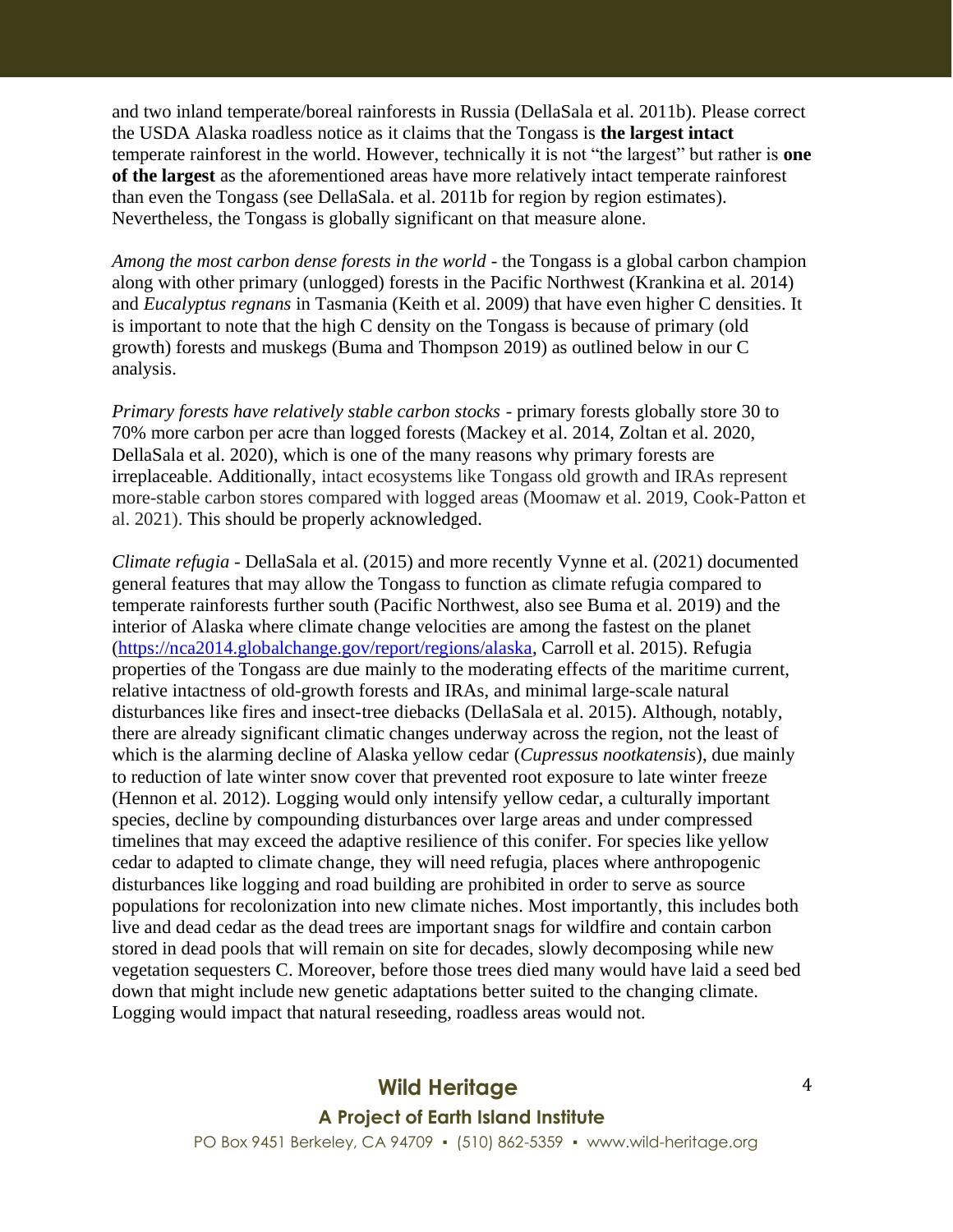and two inland temperate/boreal rainforests in Russia (DellaSala et al. 2011b). Please correct the USDA Alaska roadless notice as it claims that the Tongass is **the largest intact** temperate rainforest in the world. However, technically it is not "the largest" but rather is **one of the largest** as the aforementioned areas have more relatively intact temperate rainforest than even the Tongass (see DellaSala. et al. 2011b for region by region estimates). Nevertheless, the Tongass is globally significant on that measure alone.

*Among the most carbon dense forests in the world* - the Tongass is a global carbon champion along with other primary (unlogged) forests in the Pacific Northwest (Krankina et al. 2014) and *Eucalyptus regnans* in Tasmania (Keith et al. 2009) that have even higher C densities. It is important to note that the high C density on the Tongass is because of primary (old growth) forests and muskegs (Buma and Thompson 2019) as outlined below in our C analysis.

*Primary forests have relatively stable carbon stocks* - primary forests globally store 30 to 70% more carbon per acre than logged forests (Mackey et al. 2014, Zoltan et al. 2020, DellaSala et al. 2020), which is one of the many reasons why primary forests are irreplaceable. Additionally, intact ecosystems like Tongass old growth and IRAs represent more-stable carbon stores compared with logged areas (Moomaw et al. 2019, Cook-Patton et al. 2021). This should be properly acknowledged.

*Climate refugia* - DellaSala et al. (2015) and more recently Vynne et al. (2021) documented general features that may allow the Tongass to function as climate refugia compared to temperate rainforests further south (Pacific Northwest, also see Buma et al. 2019) and the interior of Alaska where climate change velocities are among the fastest on the planet ([https://nca2014.globalchange.gov/report/regions/alaska](https://nca2014.globalchange.gov/report/regions/alaska), Carroll et al. 2015). Refugia properties of the Tongass are due mainly to the moderating effects of the maritime current, relative intactness of old-growth forests and IRAs, and minimal large-scale natural disturbances like fires and insect-tree diebacks (DellaSala et al. 2015). Although, notably, there are already significant climatic changes underway across the region, not the least of which is the alarming decline of Alaska yellow cedar (*Cupressus nootkatensis*), due mainly to reduction of late winter snow cover that prevented root exposure to late winter freeze (Hennon et al. 2012). Logging would only intensify yellow cedar, a culturally important species, decline by compounding disturbances over large areas and under compressed timelines that may exceed the adaptive resilience of this conifer. For species like yellow cedar to adapted to climate change, they will need refugia, places where anthropogenic disturbances like logging and road building are prohibited in order to serve as source populations for recolonization into new climate niches. Most importantly, this includes both live and dead cedar as the dead trees are important snags for wildfire and contain carbon stored in dead pools that will remain on site for decades, slowly decomposing while new vegetation sequesters C. Moreover, before those trees died many would have laid a seed bed down that might include new genetic adaptations better suited to the changing climate. Logging would impact that natural reseeding, roadless areas would not.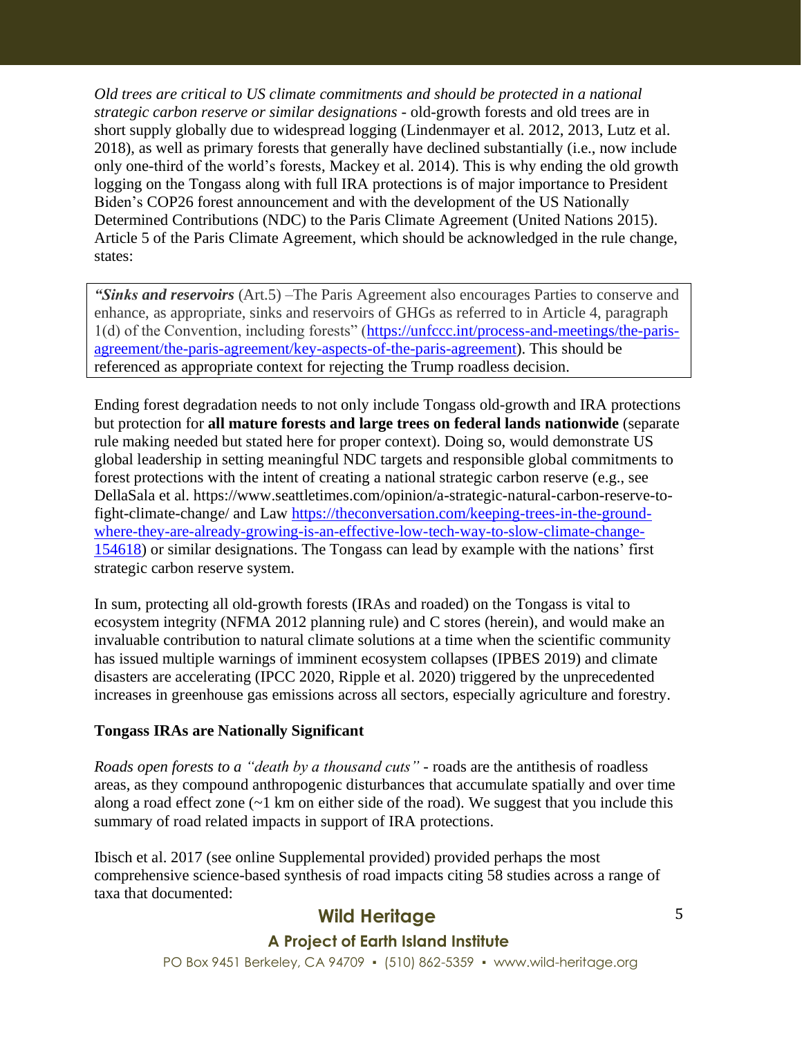*Old trees are critical to US climate commitments and should be protected in a national strategic carbon reserve or similar designations* - old-growth forests and old trees are in short supply globally due to widespread logging (Lindenmayer et al. 2012, 2013, Lutz et al. 2018), as well as primary forests that generally have declined substantially (i.e., now include only one-third of the world's forests, Mackey et al. 2014). This is why ending the old growth logging on the Tongass along with full IRA protections is of major importance to President Biden's COP26 forest announcement and with the development of the US Nationally Determined Contributions (NDC) to the Paris Climate Agreement (United Nations 2015). Article 5 of the Paris Climate Agreement, which should be acknowledged in the rule change, states:

> ***"Sinks and reservoirs*** (Art.5) –The Paris Agreement also encourages Parties to conserve and enhance, as appropriate, sinks and reservoirs of GHGs as referred to in Article 4, paragraph 1(d) of the Convention, including forests" ([https://unfccc.int/process-and-meetings/the-paris-agreement/the-paris-agreement/key-aspects-of-the-paris-agreement](https://unfccc.int/process-and-meetings/the-paris-agreement/the-paris-agreement/key-aspects-of-the-paris-agreement)). This should be referenced as appropriate context for rejecting the Trump roadless decision.

Ending forest degradation needs to not only include Tongass old-growth and IRA protections but protection for **all mature forests and large trees on federal lands nationwide** (separate rule making needed but stated here for proper context). Doing so, would demonstrate US global leadership in setting meaningful NDC targets and responsible global commitments to forest protections with the intent of creating a national strategic carbon reserve (e.g., see DellaSala et al. https://www.seattletimes.com/opinion/a-strategic-natural-carbon-reserve-to-fight-climate-change/ and Law [https://theconversation.com/keeping-trees-in-the-ground-where-they-are-already-growing-is-an-effective-low-tech-way-to-slow-climate-change-154618](https://theconversation.com/keeping-trees-in-the-ground-where-they-are-already-growing-is-an-effective-low-tech-way-to-slow-climate-change-154618)) or similar designations. The Tongass can lead by example with the nations' first strategic carbon reserve system.

In sum, protecting all old-growth forests (IRAs and roaded) on the Tongass is vital to ecosystem integrity (NFMA 2012 planning rule) and C stores (herein), and would make an invaluable contribution to natural climate solutions at a time when the scientific community has issued multiple warnings of imminent ecosystem collapses (IPBES 2019) and climate disasters are accelerating (IPCC 2020, Ripple et al. 2020) triggered by the unprecedented increases in greenhouse gas emissions across all sectors, especially agriculture and forestry.

**Tongass IRAs are Nationally Significant**

*Roads open forests to a "death by a thousand cuts"* - roads are the antithesis of roadless areas, as they compound anthropogenic disturbances that accumulate spatially and over time along a road effect zone (~1 km on either side of the road). We suggest that you include this summary of road related impacts in support of IRA protections.

Ibisch et al. 2017 (see online Supplemental provided) provided perhaps the most comprehensive science-based synthesis of road impacts citing 58 studies across a range of taxa that documented: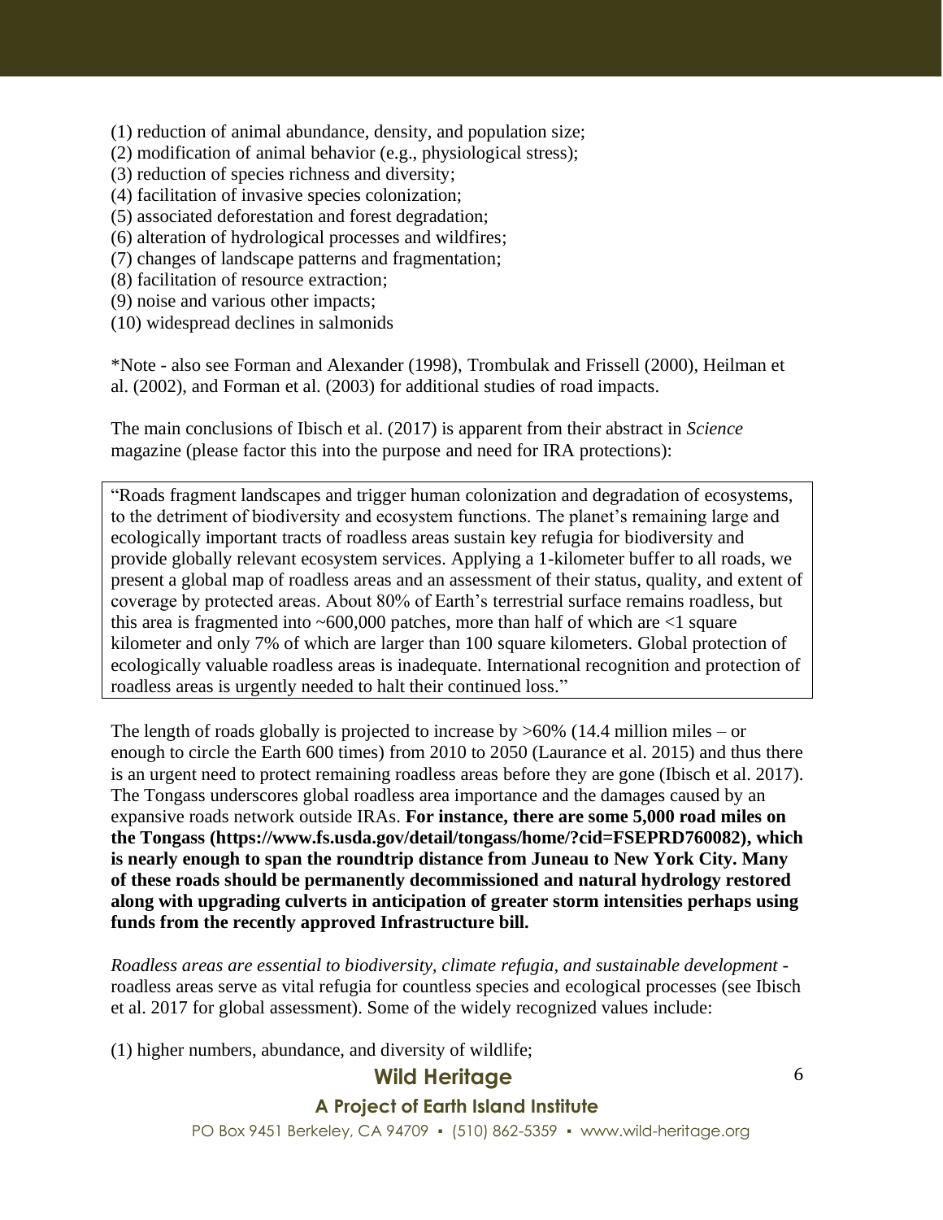(1) reduction of animal abundance, density, and population size;
(2) modification of animal behavior (e.g., physiological stress);
(3) reduction of species richness and diversity;
(4) facilitation of invasive species colonization;
(5) associated deforestation and forest degradation;
(6) alteration of hydrological processes and wildfires;
(7) changes of landscape patterns and fragmentation;
(8) facilitation of resource extraction;
(9) noise and various other impacts;
(10) widespread declines in salmonids

*Note - also see Forman and Alexander (1998), Trombulak and Frissell (2000), Heilman et al. (2002), and Forman et al. (2003) for additional studies of road impacts.

The main conclusions of Ibisch et al. (2017) is apparent from their abstract in *Science* magazine (please factor this into the purpose and need for IRA protections):

> "Roads fragment landscapes and trigger human colonization and degradation of ecosystems, to the detriment of biodiversity and ecosystem functions. The planet's remaining large and ecologically important tracts of roadless areas sustain key refugia for biodiversity and provide globally relevant ecosystem services. Applying a 1-kilometer buffer to all roads, we present a global map of roadless areas and an assessment of their status, quality, and extent of coverage by protected areas. About 80% of Earth's terrestrial surface remains roadless, but this area is fragmented into ~600,000 patches, more than half of which are <1 square kilometer and only 7% of which are larger than 100 square kilometers. Global protection of ecologically valuable roadless areas is inadequate. International recognition and protection of roadless areas is urgently needed to halt their continued loss."

The length of roads globally is projected to increase by >60% (14.4 million miles – or enough to circle the Earth 600 times) from 2010 to 2050 (Laurance et al. 2015) and thus there is an urgent need to protect remaining roadless areas before they are gone (Ibisch et al. 2017). The Tongass underscores global roadless area importance and the damages caused by an expansive roads network outside IRAs. **For instance, there are some 5,000 road miles on the Tongass (https://www.fs.usda.gov/detail/tongass/home/?cid=FSEPRD760082), which is nearly enough to span the roundtrip distance from Juneau to New York City. Many of these roads should be permanently decommissioned and natural hydrology restored along with upgrading culverts in anticipation of greater storm intensities perhaps using funds from the recently approved Infrastructure bill.**

*Roadless areas are essential to biodiversity, climate refugia, and sustainable development* - roadless areas serve as vital refugia for countless species and ecological processes (see Ibisch et al. 2017 for global assessment). Some of the widely recognized values include:

(1) higher numbers, abundance, and diversity of wildlife;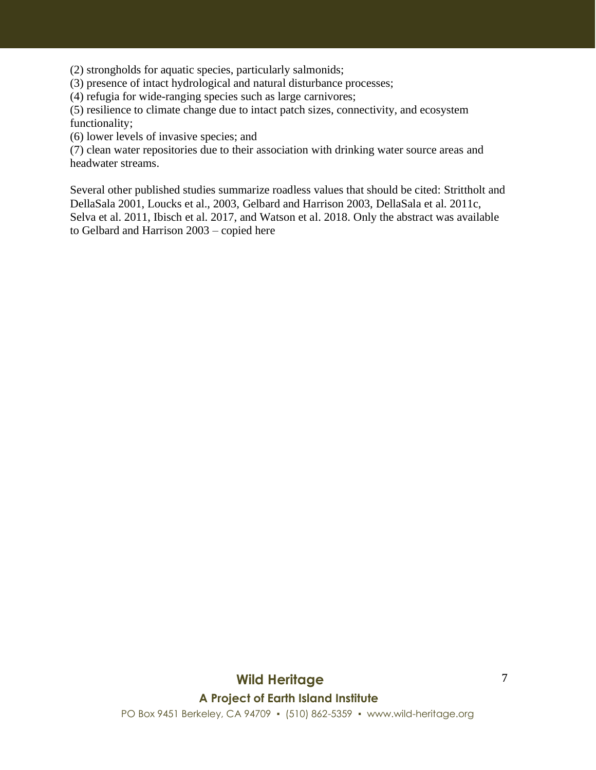(2) strongholds for aquatic species, particularly salmonids;
(3) presence of intact hydrological and natural disturbance processes;
(4) refugia for wide-ranging species such as large carnivores;
(5) resilience to climate change due to intact patch sizes, connectivity, and ecosystem functionality;
(6) lower levels of invasive species; and
(7) clean water repositories due to their association with drinking water source areas and headwater streams.

Several other published studies summarize roadless values that should be cited: Strittholt and DellaSala 2001, Loucks et al., 2003, Gelbard and Harrison 2003, DellaSala et al. 2011c, Selva et al. 2011, Ibisch et al. 2017, and Watson et al. 2018. Only the abstract was available to Gelbard and Harrison 2003 – copied here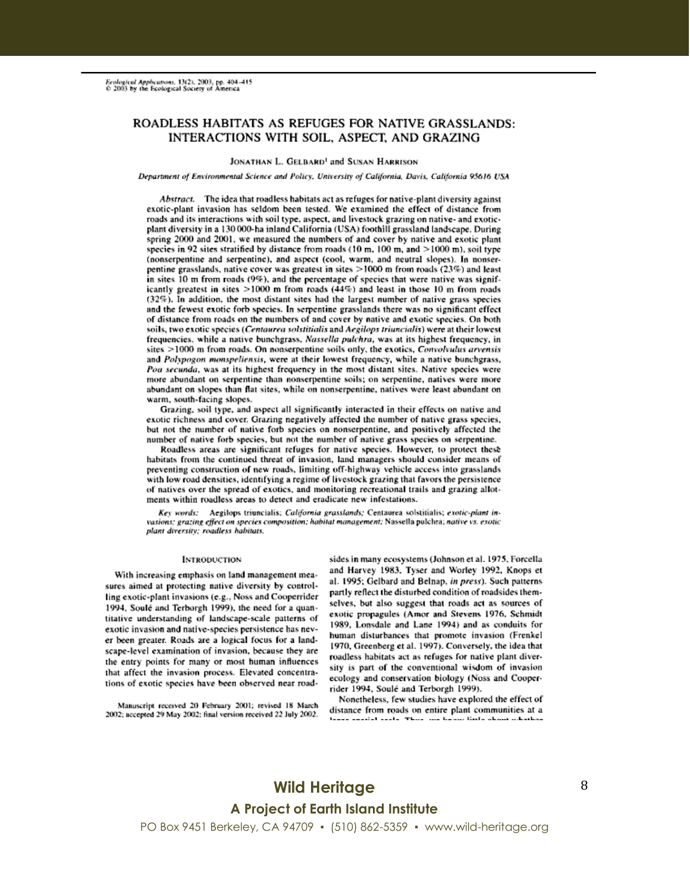Ecological Applications, 13(2), 2003, pp. 404–415
© 2003 by the Ecological Society of America

# ROADLESS HABITATS AS REFUGES FOR NATIVE GRASSLANDS: INTERACTIONS WITH SOIL, ASPECT, AND GRAZING

JONATHAN L. GELBARD[1] and SUSAN HARRISON

*Department of Environmental Science and Policy, University of California, Davis, California 95616 USA*

*Abstract.* The idea that roadless habitats act as refuges for native-plant diversity against exotic-plant invasion has seldom been tested. We examined the effect of distance from roads and its interactions with soil type, aspect, and livestock grazing on native- and exotic-plant diversity in a 130 000-ha inland California (USA) foothill grassland landscape. During spring 2000 and 2001, we measured the numbers of and cover by native and exotic plant species in 92 sites stratified by distance from roads (10 m, 100 m, and >1000 m), soil type (nonserpentine and serpentine), and aspect (cool, warm, and neutral slopes). In nonserpentine grasslands, native cover was greatest in sites >1000 m from roads (23%) and least in sites 10 m from roads (9%), and the percentage of species that were native was significantly greatest in sites >1000 m from roads (44%) and least in those 10 m from roads (32%). In addition, the most distant sites had the largest number of native grass species and the fewest exotic forb species. In serpentine grasslands there was no significant effect of distance from roads on the numbers of and cover by native and exotic species. On both soils, two exotic species (*Centaurea solstitialis* and *Aegilops triuncialis*) were at their lowest frequencies, while a native bunchgrass, *Nassella pulchra*, was at its highest frequency, in sites >1000 m from roads. On nonserpentine soils only, the exotics, *Convolvulus arvensis* and *Polypogon monspeliensis*, were at their lowest frequency, while a native bunchgrass, *Poa secunda*, was at its highest frequency in the most distant sites. Native species were more abundant on serpentine than nonserpentine soils; on serpentine, natives were more abundant on slopes than flat sites, while on nonserpentine, natives were least abundant on warm, south-facing slopes.

Grazing, soil type, and aspect all significantly interacted in their effects on native and exotic richness and cover. Grazing negatively affected the number of native grass species, but not the number of native forb species on nonserpentine, and positively affected the number of native forb species, but not the number of native grass species on serpentine.

Roadless areas are significant refuges for native species. However, to protect these habitats from the continued threat of invasion, land managers should consider means of preventing construction of new roads, limiting off-highway vehicle access into grasslands with low road densities, identifying a regime of livestock grazing that favors the persistence of natives over the spread of exotics, and monitoring recreational trails and grazing allotments within roadless areas to detect and eradicate new infestations.

*Key words:* Aegilops triuncialis; *California grasslands;* Centaurea solstitialis; *exotic-plant invasions; grazing effect on species composition; habitat management;* Nassella pulchra; *native vs. exotic plant diversity; roadless habitats.*

## INTRODUCTION

With increasing emphasis on land management measures aimed at protecting native diversity by controlling exotic-plant invasions (e.g., Noss and Cooperrider 1994, Soulé and Terborgh 1999), the need for a quantitative understanding of landscape-scale patterns of exotic invasion and native-species persistence has never been greater. Roads are a logical focus for a landscape-level examination of invasion, because they are the entry points for many or most human influences that affect the invasion process. Elevated concentrations of exotic species have been observed near roadsides in many ecosystems (Johnson et al. 1975, Forcella and Harvey 1983, Tyser and Worley 1992, Knops et al. 1995; Gelbard and Belnap, *in press*). Such patterns partly reflect the disturbed condition of roadsides themselves, but also suggest that roads act as sources of exotic propagules (Amor and Stevens 1976, Schmidt 1989, Lonsdale and Lane 1994) and as conduits for human disturbances that promote invasion (Frenkel 1970, Greenberg et al. 1997). Conversely, the idea that roadless habitats act as refuges for native plant diversity is part of the conventional wisdom of invasion ecology and conservation biology (Noss and Cooperrider 1994, Soulé and Terborgh 1999).

Nonetheless, few studies have explored the effect of distance from roads on entire plant communities at a large spatial scale. Thus, we know little about whether

Manuscript received 20 February 2001; revised 18 March 2002; accepted 29 May 2002; final version received 22 July 2002.

**Wild Heritage**

**A Project of Earth Island Institute**

PO Box 9451 Berkeley, CA 94709 ▪ (510) 862-5359 ▪ www.wild-heritage.org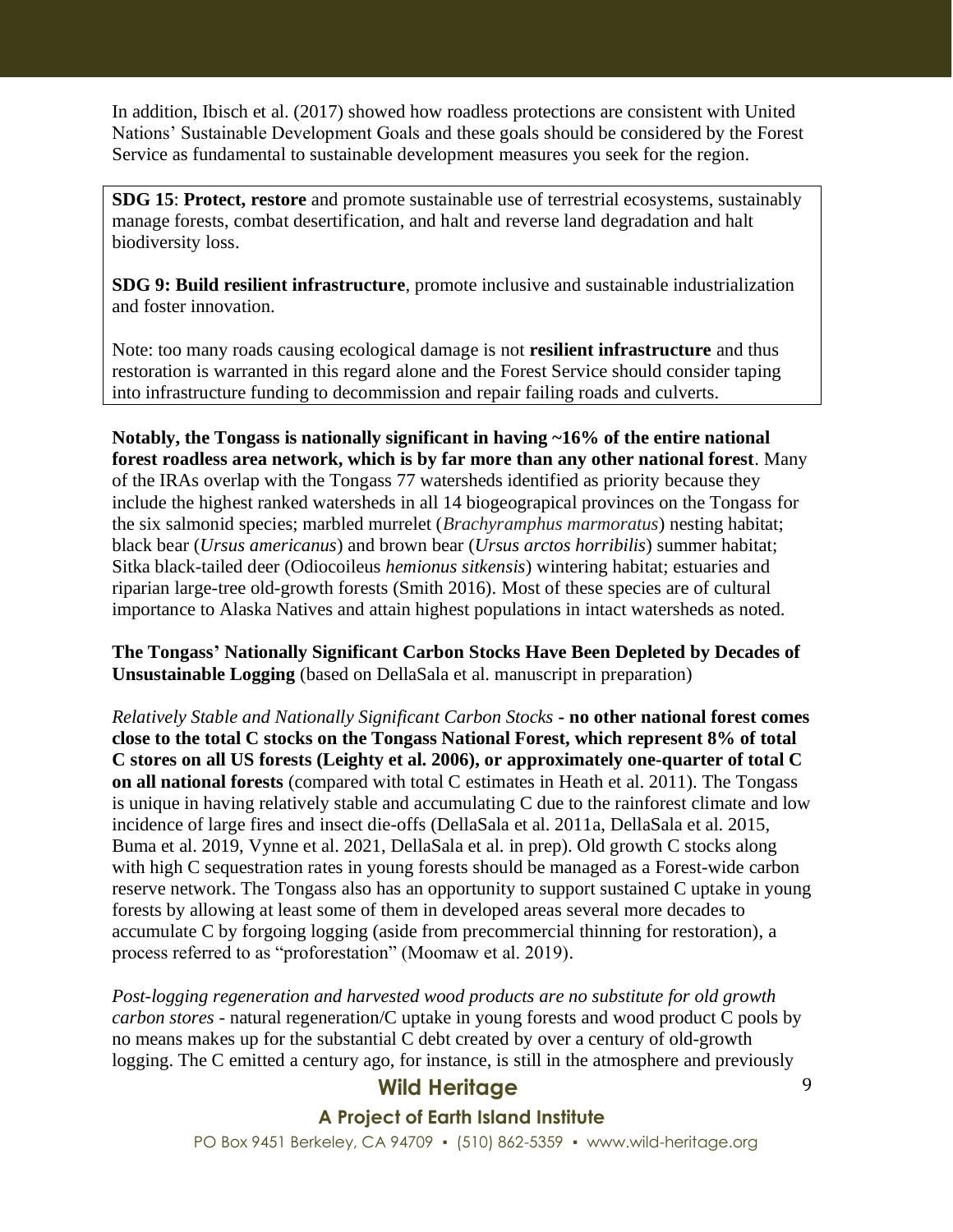In addition, Ibisch et al. (2017) showed how roadless protections are consistent with United Nations' Sustainable Development Goals and these goals should be considered by the Forest Service as fundamental to sustainable development measures you seek for the region.

> **SDG 15**: **Protect, restore** and promote sustainable use of terrestrial ecosystems, sustainably manage forests, combat desertification, and halt and reverse land degradation and halt biodiversity loss.
>
> **SDG 9: Build resilient infrastructure**, promote inclusive and sustainable industrialization and foster innovation.
>
> Note: too many roads causing ecological damage is not **resilient infrastructure** and thus restoration is warranted in this regard alone and the Forest Service should consider taping into infrastructure funding to decommission and repair failing roads and culverts.

**Notably, the Tongass is nationally significant in having ~16% of the entire national forest roadless area network, which is by far more than any other national forest**. Many of the IRAs overlap with the Tongass 77 watersheds identified as priority because they include the highest ranked watersheds in all 14 biogeograpical provinces on the Tongass for the six salmonid species; marbled murrelet (*Brachyramphus marmoratus*) nesting habitat; black bear (*Ursus americanus*) and brown bear (*Ursus arctos horribilis*) summer habitat; Sitka black-tailed deer (Odiocoileus *hemionus sitkensis*) wintering habitat; estuaries and riparian large-tree old-growth forests (Smith 2016). Most of these species are of cultural importance to Alaska Natives and attain highest populations in intact watersheds as noted.

**The Tongass' Nationally Significant Carbon Stocks Have Been Depleted by Decades of Unsustainable Logging** (based on DellaSala et al. manuscript in preparation)

*Relatively Stable and Nationally Significant Carbon Stocks* - **no other national forest comes close to the total C stocks on the Tongass National Forest, which represent 8% of total C stores on all US forests (Leighty et al. 2006), or approximately one-quarter of total C on all national forests** (compared with total C estimates in Heath et al. 2011). The Tongass is unique in having relatively stable and accumulating C due to the rainforest climate and low incidence of large fires and insect die-offs (DellaSala et al. 2011a, DellaSala et al. 2015, Buma et al. 2019, Vynne et al. 2021, DellaSala et al. in prep). Old growth C stocks along with high C sequestration rates in young forests should be managed as a Forest-wide carbon reserve network. The Tongass also has an opportunity to support sustained C uptake in young forests by allowing at least some of them in developed areas several more decades to accumulate C by forgoing logging (aside from precommercial thinning for restoration), a process referred to as "proforestation" (Moomaw et al. 2019).

*Post-logging regeneration and harvested wood products are no substitute for old growth carbon stores* - natural regeneration/C uptake in young forests and wood product C pools by no means makes up for the substantial C debt created by over a century of old-growth logging. The C emitted a century ago, for instance, is still in the atmosphere and previously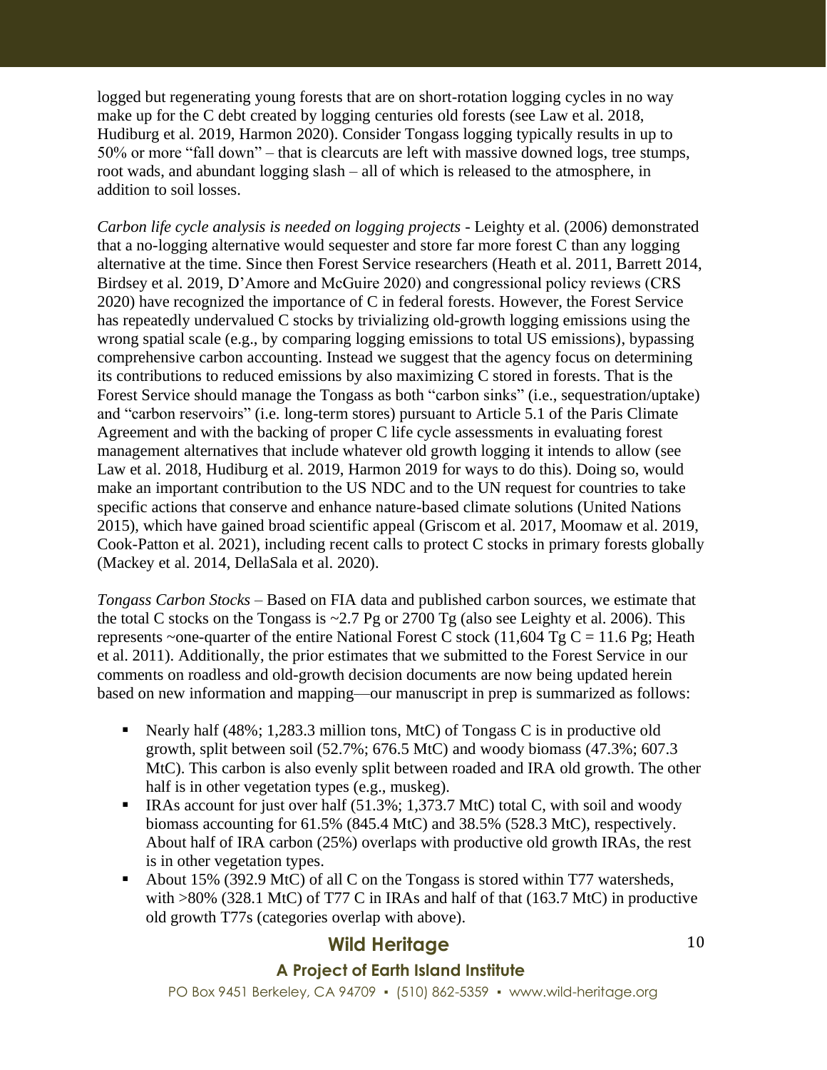logged but regenerating young forests that are on short-rotation logging cycles in no way make up for the C debt created by logging centuries old forests (see Law et al. 2018, Hudiburg et al. 2019, Harmon 2020). Consider Tongass logging typically results in up to 50% or more "fall down" – that is clearcuts are left with massive downed logs, tree stumps, root wads, and abundant logging slash – all of which is released to the atmosphere, in addition to soil losses.

*Carbon life cycle analysis is needed on logging projects* - Leighty et al. (2006) demonstrated that a no-logging alternative would sequester and store far more forest C than any logging alternative at the time. Since then Forest Service researchers (Heath et al. 2011, Barrett 2014, Birdsey et al. 2019, D'Amore and McGuire 2020) and congressional policy reviews (CRS 2020) have recognized the importance of C in federal forests. However, the Forest Service has repeatedly undervalued C stocks by trivializing old-growth logging emissions using the wrong spatial scale (e.g., by comparing logging emissions to total US emissions), bypassing comprehensive carbon accounting. Instead we suggest that the agency focus on determining its contributions to reduced emissions by also maximizing C stored in forests. That is the Forest Service should manage the Tongass as both "carbon sinks" (i.e., sequestration/uptake) and "carbon reservoirs" (i.e. long-term stores) pursuant to Article 5.1 of the Paris Climate Agreement and with the backing of proper C life cycle assessments in evaluating forest management alternatives that include whatever old growth logging it intends to allow (see Law et al. 2018, Hudiburg et al. 2019, Harmon 2019 for ways to do this). Doing so, would make an important contribution to the US NDC and to the UN request for countries to take specific actions that conserve and enhance nature-based climate solutions (United Nations 2015), which have gained broad scientific appeal (Griscom et al. 2017, Moomaw et al. 2019, Cook-Patton et al. 2021), including recent calls to protect C stocks in primary forests globally (Mackey et al. 2014, DellaSala et al. 2020).

*Tongass Carbon Stocks* – Based on FIA data and published carbon sources, we estimate that the total C stocks on the Tongass is ~2.7 Pg or 2700 Tg (also see Leighty et al. 2006). This represents ~one-quarter of the entire National Forest C stock (11,604 Tg C = 11.6 Pg; Heath et al. 2011). Additionally, the prior estimates that we submitted to the Forest Service in our comments on roadless and old-growth decision documents are now being updated herein based on new information and mapping—our manuscript in prep is summarized as follows:

- Nearly half (48%; 1,283.3 million tons, MtC) of Tongass C is in productive old growth, split between soil (52.7%; 676.5 MtC) and woody biomass (47.3%; 607.3 MtC). This carbon is also evenly split between roaded and IRA old growth. The other half is in other vegetation types (e.g., muskeg).
- IRAs account for just over half (51.3%; 1,373.7 MtC) total C, with soil and woody biomass accounting for 61.5% (845.4 MtC) and 38.5% (528.3 MtC), respectively. About half of IRA carbon (25%) overlaps with productive old growth IRAs, the rest is in other vegetation types.
- About 15% (392.9 MtC) of all C on the Tongass is stored within T77 watersheds, with >80% (328.1 MtC) of T77 C in IRAs and half of that (163.7 MtC) in productive old growth T77s (categories overlap with above).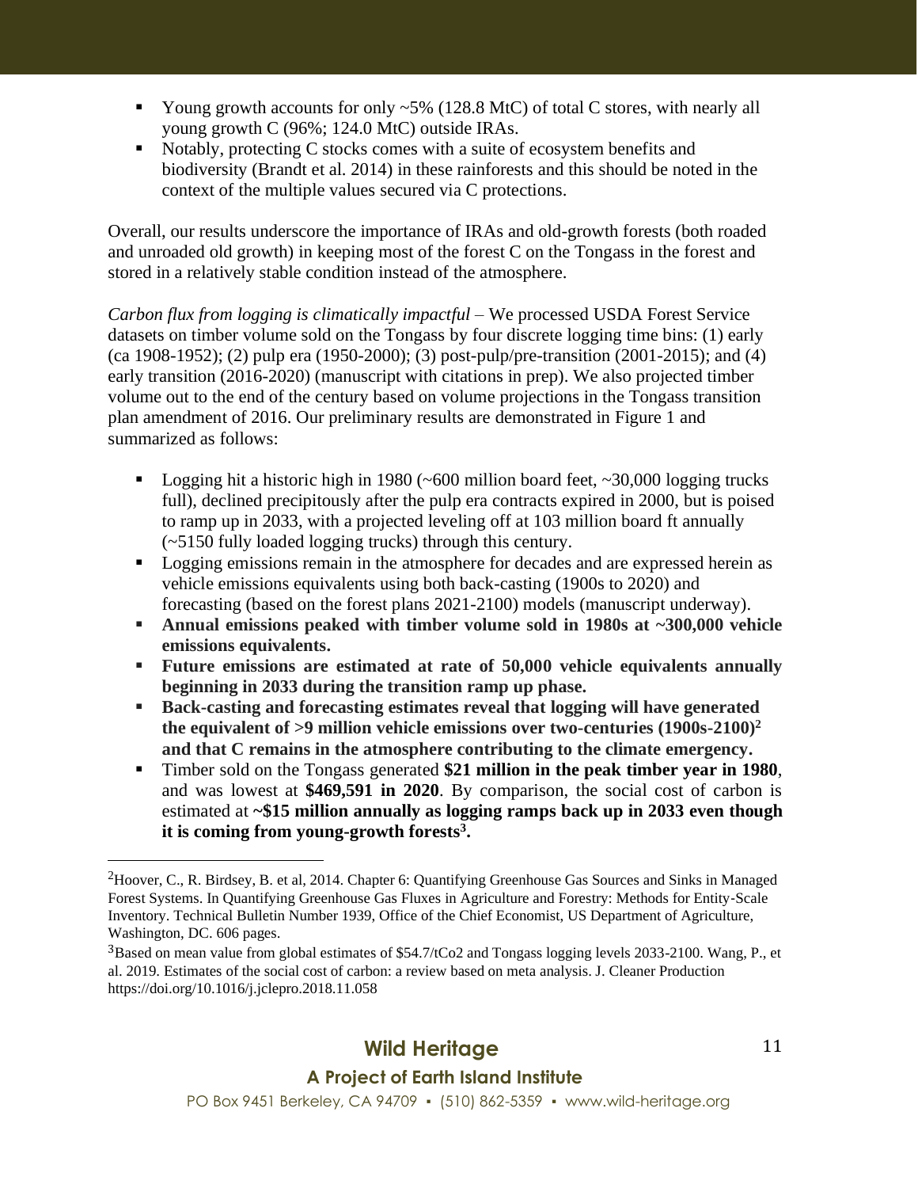- Young growth accounts for only ~5% (128.8 MtC) of total C stores, with nearly all young growth C (96%; 124.0 MtC) outside IRAs.
- Notably, protecting C stocks comes with a suite of ecosystem benefits and biodiversity (Brandt et al. 2014) in these rainforests and this should be noted in the context of the multiple values secured via C protections.

Overall, our results underscore the importance of IRAs and old-growth forests (both roaded and unroaded old growth) in keeping most of the forest C on the Tongass in the forest and stored in a relatively stable condition instead of the atmosphere.

*Carbon flux from logging is climatically impactful* – We processed USDA Forest Service datasets on timber volume sold on the Tongass by four discrete logging time bins: (1) early (ca 1908-1952); (2) pulp era (1950-2000); (3) post-pulp/pre-transition (2001-2015); and (4) early transition (2016-2020) (manuscript with citations in prep). We also projected timber volume out to the end of the century based on volume projections in the Tongass transition plan amendment of 2016. Our preliminary results are demonstrated in Figure 1 and summarized as follows:

- Logging hit a historic high in 1980 (~600 million board feet, ~30,000 logging trucks full), declined precipitously after the pulp era contracts expired in 2000, but is poised to ramp up in 2033, with a projected leveling off at 103 million board ft annually (~5150 fully loaded logging trucks) through this century.
- Logging emissions remain in the atmosphere for decades and are expressed herein as vehicle emissions equivalents using both back-casting (1900s to 2020) and forecasting (based on the forest plans 2021-2100) models (manuscript underway).
- **Annual emissions peaked with timber volume sold in 1980s at ~300,000 vehicle emissions equivalents.**
- **Future emissions are estimated at rate of 50,000 vehicle equivalents annually beginning in 2033 during the transition ramp up phase.**
- **Back-casting and forecasting estimates reveal that logging will have generated the equivalent of >9 million vehicle emissions over two-centuries (1900s-2100)[2] and that C remains in the atmosphere contributing to the climate emergency.**
- Timber sold on the Tongass generated **$21 million in the peak timber year in 1980**, and was lowest at **$469,591 in 2020**. By comparison, the social cost of carbon is estimated at **~$15 million annually as logging ramps back up in 2033 even though it is coming from young-growth forests[3].**

[2]Hoover, C., R. Birdsey, B. et al, 2014. Chapter 6: Quantifying Greenhouse Gas Sources and Sinks in Managed Forest Systems. In Quantifying Greenhouse Gas Fluxes in Agriculture and Forestry: Methods for Entity-Scale Inventory. Technical Bulletin Number 1939, Office of the Chief Economist, US Department of Agriculture, Washington, DC. 606 pages.

[3]Based on mean value from global estimates of $54.7/tCo2 and Tongass logging levels 2033-2100. Wang, P., et al. 2019. Estimates of the social cost of carbon: a review based on meta analysis. J. Cleaner Production https://doi.org/10.1016/j.jclepro.2018.11.058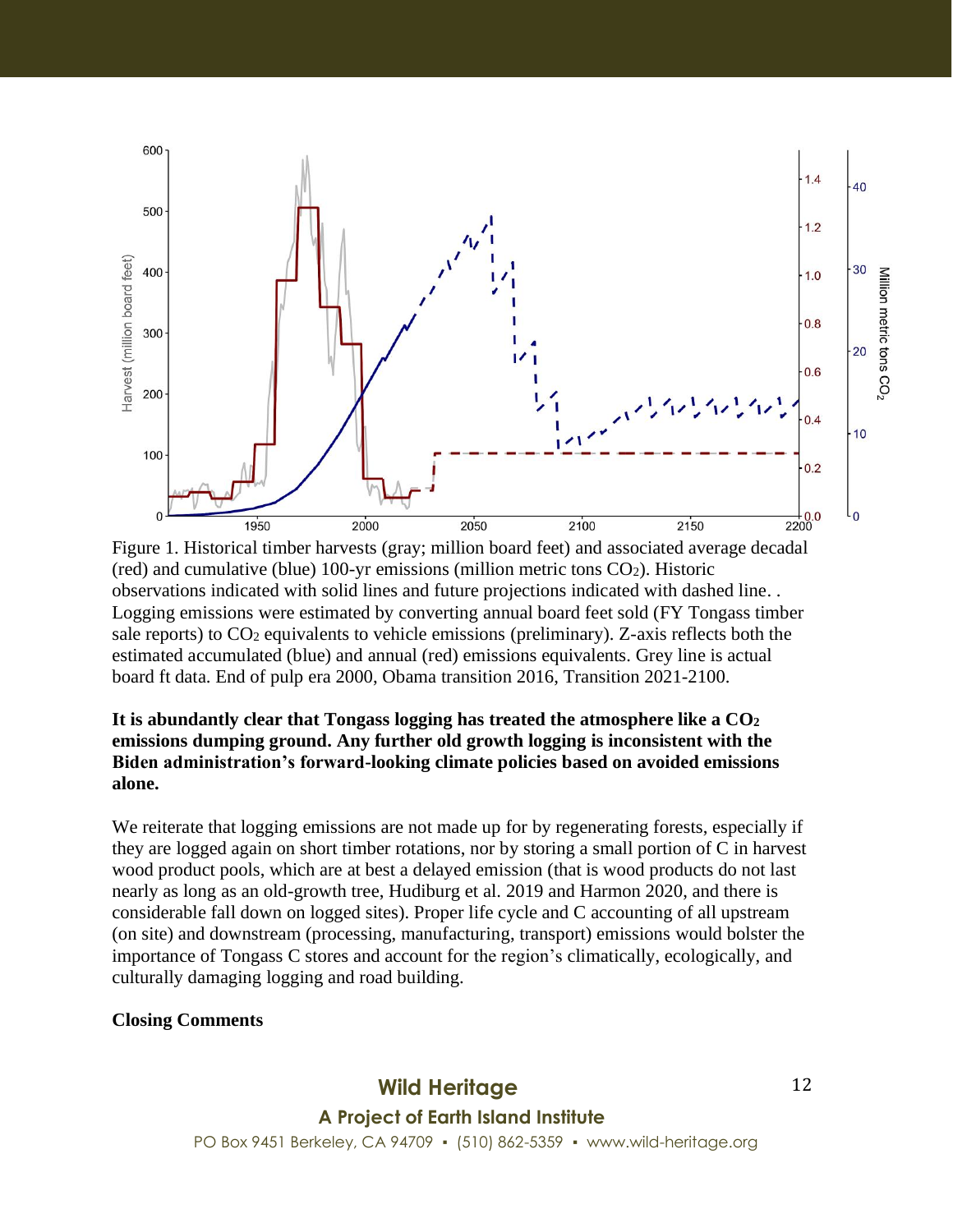Figure 1. Historical timber harvests (gray; million board feet) and associated average decadal (red) and cumulative (blue) 100-yr emissions (million metric tons $CO_2$). Historic observations indicated with solid lines and future projections indicated with dashed line. . Logging emissions were estimated by converting annual board feet sold (FY Tongass timber sale reports) to $CO_2$ equivalents to vehicle emissions (preliminary). Z-axis reflects both the estimated accumulated (blue) and annual (red) emissions equivalents. Grey line is actual board ft data. End of pulp era 2000, Obama transition 2016, Transition 2021-2100.

**It is abundantly clear that Tongass logging has treated the atmosphere like a $CO_2$ emissions dumping ground. Any further old growth logging is inconsistent with the Biden administration's forward-looking climate policies based on avoided emissions alone.**

We reiterate that logging emissions are not made up for by regenerating forests, especially if they are logged again on short timber rotations, nor by storing a small portion of C in harvest wood product pools, which are at best a delayed emission (that is wood products do not last nearly as long as an old-growth tree, Hudiburg et al. 2019 and Harmon 2020, and there is considerable fall down on logged sites). Proper life cycle and C accounting of all upstream (on site) and downstream (processing, manufacturing, transport) emissions would bolster the importance of Tongass C stores and account for the region's climatically, ecologically, and culturally damaging logging and road building.

**Closing Comments**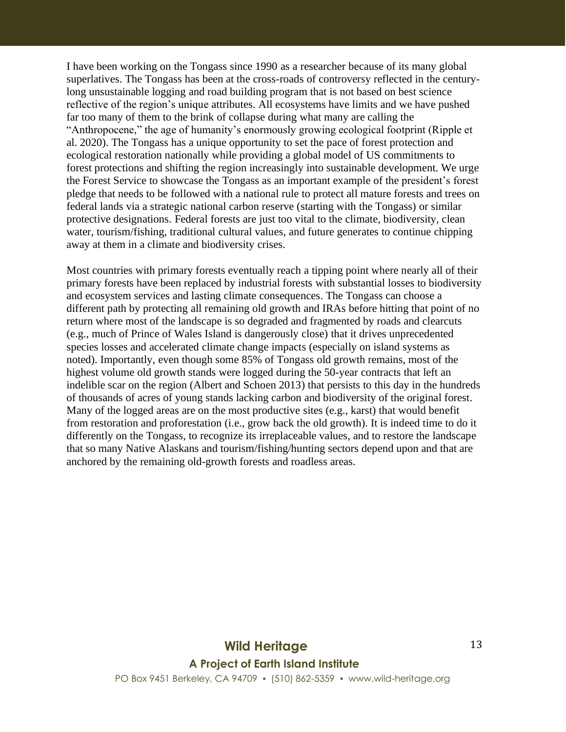I have been working on the Tongass since 1990 as a researcher because of its many global superlatives. The Tongass has been at the cross-roads of controversy reflected in the century-long unsustainable logging and road building program that is not based on best science reflective of the region's unique attributes. All ecosystems have limits and we have pushed far too many of them to the brink of collapse during what many are calling the "Anthropocene," the age of humanity's enormously growing ecological footprint (Ripple et al. 2020). The Tongass has a unique opportunity to set the pace of forest protection and ecological restoration nationally while providing a global model of US commitments to forest protections and shifting the region increasingly into sustainable development. We urge the Forest Service to showcase the Tongass as an important example of the president's forest pledge that needs to be followed with a national rule to protect all mature forests and trees on federal lands via a strategic national carbon reserve (starting with the Tongass) or similar protective designations. Federal forests are just too vital to the climate, biodiversity, clean water, tourism/fishing, traditional cultural values, and future generates to continue chipping away at them in a climate and biodiversity crises.

Most countries with primary forests eventually reach a tipping point where nearly all of their primary forests have been replaced by industrial forests with substantial losses to biodiversity and ecosystem services and lasting climate consequences. The Tongass can choose a different path by protecting all remaining old growth and IRAs before hitting that point of no return where most of the landscape is so degraded and fragmented by roads and clearcuts (e.g., much of Prince of Wales Island is dangerously close) that it drives unprecedented species losses and accelerated climate change impacts (especially on island systems as noted). Importantly, even though some 85% of Tongass old growth remains, most of the highest volume old growth stands were logged during the 50-year contracts that left an indelible scar on the region (Albert and Schoen 2013) that persists to this day in the hundreds of thousands of acres of young stands lacking carbon and biodiversity of the original forest. Many of the logged areas are on the most productive sites (e.g., karst) that would benefit from restoration and proforestation (i.e., grow back the old growth). It is indeed time to do it differently on the Tongass, to recognize its irreplaceable values, and to restore the landscape that so many Native Alaskans and tourism/fishing/hunting sectors depend upon and that are anchored by the remaining old-growth forests and roadless areas.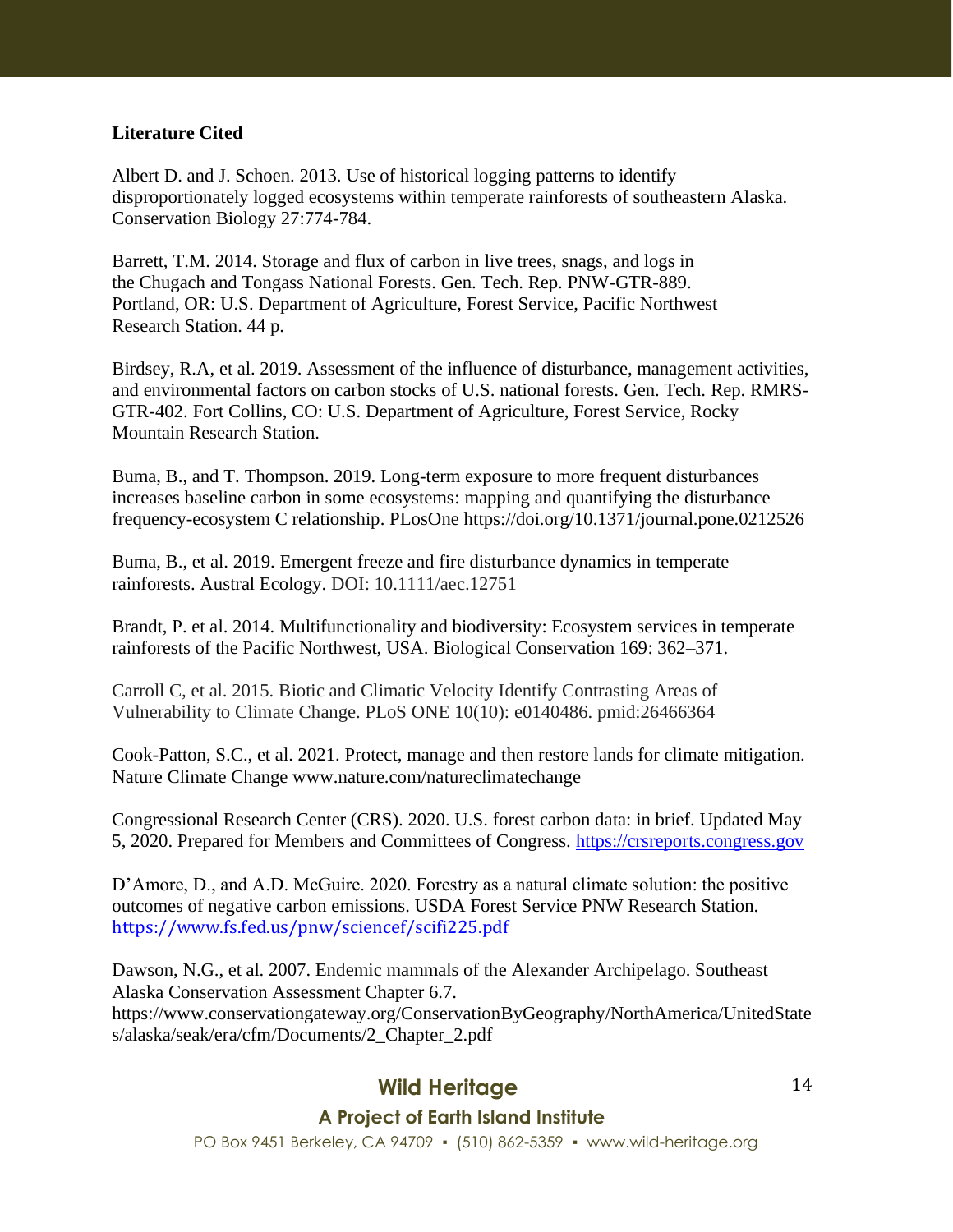**Literature Cited**

Albert D. and J. Schoen. 2013. Use of historical logging patterns to identify disproportionately logged ecosystems within temperate rainforests of southeastern Alaska. Conservation Biology 27:774-784.

Barrett, T.M. 2014. Storage and flux of carbon in live trees, snags, and logs in the Chugach and Tongass National Forests. Gen. Tech. Rep. PNW-GTR-889. Portland, OR: U.S. Department of Agriculture, Forest Service, Pacific Northwest Research Station. 44 p.

Birdsey, R.A, et al. 2019. Assessment of the influence of disturbance, management activities, and environmental factors on carbon stocks of U.S. national forests. Gen. Tech. Rep. RMRS-GTR-402. Fort Collins, CO: U.S. Department of Agriculture, Forest Service, Rocky Mountain Research Station.

Buma, B., and T. Thompson. 2019. Long-term exposure to more frequent disturbances increases baseline carbon in some ecosystems: mapping and quantifying the disturbance frequency-ecosystem C relationship. PLosOne https://doi.org/10.1371/journal.pone.0212526

Buma, B., et al. 2019. Emergent freeze and fire disturbance dynamics in temperate rainforests. Austral Ecology. DOI: 10.1111/aec.12751

Brandt, P. et al. 2014. Multifunctionality and biodiversity: Ecosystem services in temperate rainforests of the Pacific Northwest, USA. Biological Conservation 169: 362–371.

Carroll C, et al. 2015. Biotic and Climatic Velocity Identify Contrasting Areas of Vulnerability to Climate Change. PLoS ONE 10(10): e0140486. pmid:26466364

Cook-Patton, S.C., et al. 2021. Protect, manage and then restore lands for climate mitigation. Nature Climate Change www.nature.com/natureclimatechange

Congressional Research Center (CRS). 2020. U.S. forest carbon data: in brief. Updated May 5, 2020. Prepared for Members and Committees of Congress. https://crsreports.congress.gov

D'Amore, D., and A.D. McGuire. 2020. Forestry as a natural climate solution: the positive outcomes of negative carbon emissions. USDA Forest Service PNW Research Station. https://www.fs.fed.us/pnw/sciencef/scifi225.pdf

Dawson, N.G., et al. 2007. Endemic mammals of the Alexander Archipelago. Southeast Alaska Conservation Assessment Chapter 6.7. https://www.conservationgateway.org/ConservationByGeography/NorthAmerica/UnitedStates/alaska/seak/era/cfm/Documents/2_Chapter_2.pdf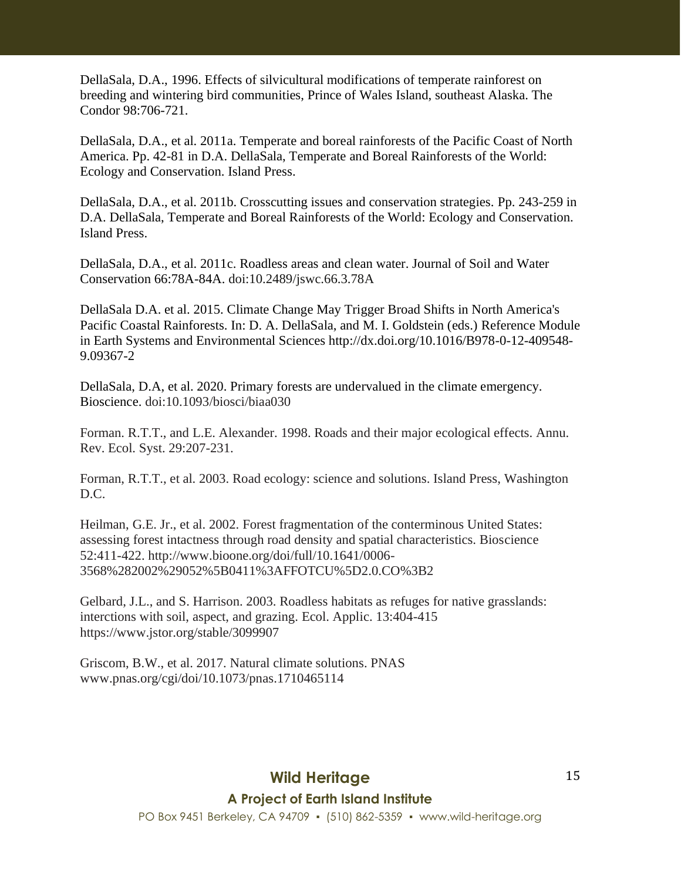DellaSala, D.A., 1996. Effects of silvicultural modifications of temperate rainforest on breeding and wintering bird communities, Prince of Wales Island, southeast Alaska. The Condor 98:706-721.

DellaSala, D.A., et al. 2011a. Temperate and boreal rainforests of the Pacific Coast of North America. Pp. 42-81 in D.A. DellaSala, Temperate and Boreal Rainforests of the World: Ecology and Conservation. Island Press.

DellaSala, D.A., et al. 2011b. Crosscutting issues and conservation strategies. Pp. 243-259 in D.A. DellaSala, Temperate and Boreal Rainforests of the World: Ecology and Conservation. Island Press.

DellaSala, D.A., et al. 2011c. Roadless areas and clean water. Journal of Soil and Water Conservation 66:78A-84A. doi:10.2489/jswc.66.3.78A

DellaSala D.A. et al. 2015. Climate Change May Trigger Broad Shifts in North America's Pacific Coastal Rainforests. In: D. A. DellaSala, and M. I. Goldstein (eds.) Reference Module in Earth Systems and Environmental Sciences http://dx.doi.org/10.1016/B978-0-12-409548-9.09367-2

DellaSala, D.A, et al. 2020. Primary forests are undervalued in the climate emergency. Bioscience. doi:10.1093/biosci/biaa030

Forman. R.T.T., and L.E. Alexander. 1998. Roads and their major ecological effects. Annu. Rev. Ecol. Syst. 29:207-231.

Forman, R.T.T., et al. 2003. Road ecology: science and solutions. Island Press, Washington D.C.

Heilman, G.E. Jr., et al. 2002. Forest fragmentation of the conterminous United States: assessing forest intactness through road density and spatial characteristics. Bioscience 52:411-422. http://www.bioone.org/doi/full/10.1641/0006-3568%282002%29052%5B0411%3AFFOTCU%5D2.0.CO%3B2

Gelbard, J.L., and S. Harrison. 2003. Roadless habitats as refuges for native grasslands: interctions with soil, aspect, and grazing. Ecol. Applic. 13:404-415 https://www.jstor.org/stable/3099907

Griscom, B.W., et al. 2017. Natural climate solutions. PNAS www.pnas.org/cgi/doi/10.1073/pnas.1710465114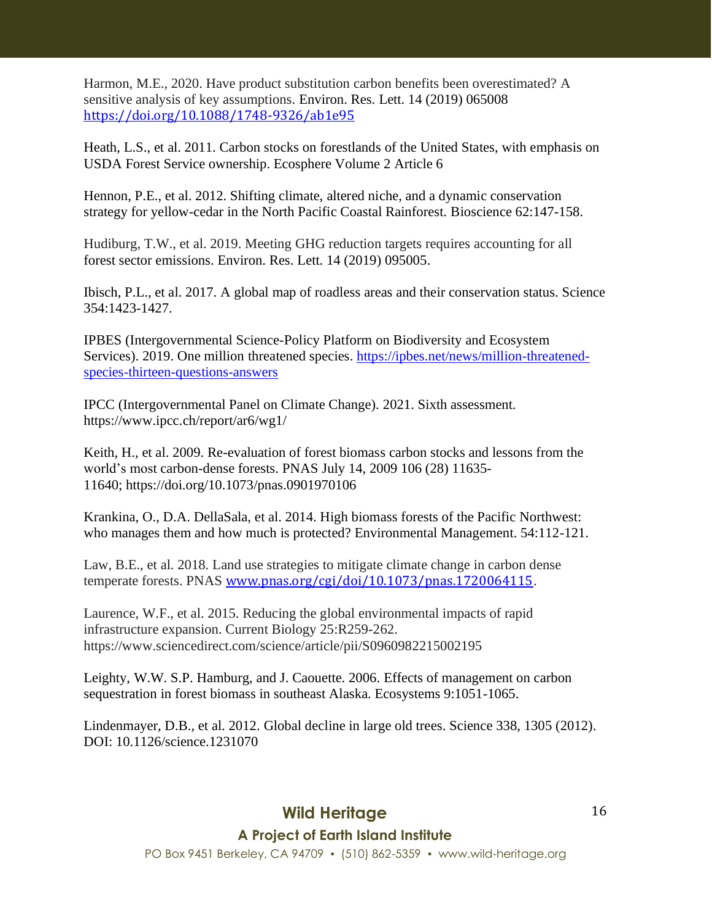Harmon, M.E., 2020. Have product substitution carbon benefits been overestimated? A sensitive analysis of key assumptions. Environ. Res. Lett. 14 (2019) 065008 https://doi.org/10.1088/1748-9326/ab1e95

Heath, L.S., et al. 2011. Carbon stocks on forestlands of the United States, with emphasis on USDA Forest Service ownership. Ecosphere Volume 2 Article 6

Hennon, P.E., et al. 2012. Shifting climate, altered niche, and a dynamic conservation strategy for yellow-cedar in the North Pacific Coastal Rainforest. Bioscience 62:147-158.

Hudiburg, T.W., et al. 2019. Meeting GHG reduction targets requires accounting for all forest sector emissions. Environ. Res. Lett. 14 (2019) 095005.

Ibisch, P.L., et al. 2017. A global map of roadless areas and their conservation status. Science 354:1423-1427.

IPBES (Intergovernmental Science-Policy Platform on Biodiversity and Ecosystem Services). 2019. One million threatened species. https://ipbes.net/news/million-threatened-species-thirteen-questions-answers

IPCC (Intergovernmental Panel on Climate Change). 2021. Sixth assessment. https://www.ipcc.ch/report/ar6/wg1/

Keith, H., et al. 2009. Re-evaluation of forest biomass carbon stocks and lessons from the world's most carbon-dense forests. PNAS July 14, 2009 106 (28) 11635-11640; https://doi.org/10.1073/pnas.0901970106

Krankina, O., D.A. DellaSala, et al. 2014. High biomass forests of the Pacific Northwest: who manages them and how much is protected? Environmental Management. 54:112-121.

Law, B.E., et al. 2018. Land use strategies to mitigate climate change in carbon dense temperate forests. PNAS www.pnas.org/cgi/doi/10.1073/pnas.1720064115.

Laurence, W.F., et al. 2015. Reducing the global environmental impacts of rapid infrastructure expansion. Current Biology 25:R259-262. https://www.sciencedirect.com/science/article/pii/S0960982215002195

Leighty, W.W. S.P. Hamburg, and J. Caouette. 2006. Effects of management on carbon sequestration in forest biomass in southeast Alaska. Ecosystems 9:1051-1065.

Lindenmayer, D.B., et al. 2012. Global decline in large old trees. Science 338, 1305 (2012). DOI: 10.1126/science.1231070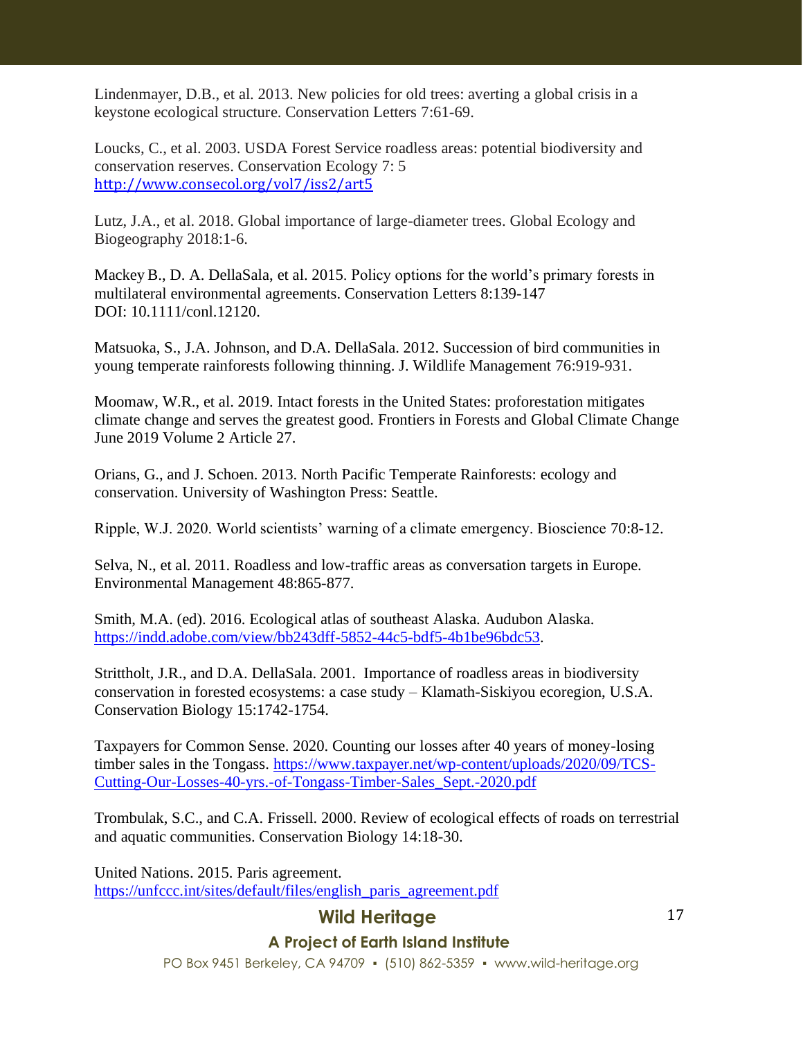Lindenmayer, D.B., et al. 2013. New policies for old trees: averting a global crisis in a keystone ecological structure. Conservation Letters 7:61-69.

Loucks, C., et al. 2003. USDA Forest Service roadless areas: potential biodiversity and conservation reserves. Conservation Ecology 7: 5 http://www.consecol.org/vol7/iss2/art5

Lutz, J.A., et al. 2018. Global importance of large-diameter trees. Global Ecology and Biogeography 2018:1-6.

Mackey B., D. A. DellaSala, et al. 2015. Policy options for the world's primary forests in multilateral environmental agreements. Conservation Letters 8:139-147 DOI: 10.1111/conl.12120.

Matsuoka, S., J.A. Johnson, and D.A. DellaSala. 2012. Succession of bird communities in young temperate rainforests following thinning. J. Wildlife Management 76:919-931.

Moomaw, W.R., et al. 2019. Intact forests in the United States: proforestation mitigates climate change and serves the greatest good. Frontiers in Forests and Global Climate Change June 2019 Volume 2 Article 27.

Orians, G., and J. Schoen. 2013. North Pacific Temperate Rainforests: ecology and conservation. University of Washington Press: Seattle.

Ripple, W.J. 2020. World scientists' warning of a climate emergency. Bioscience 70:8-12.

Selva, N., et al. 2011. Roadless and low-traffic areas as conversation targets in Europe. Environmental Management 48:865-877.

Smith, M.A. (ed). 2016. Ecological atlas of southeast Alaska. Audubon Alaska. https://indd.adobe.com/view/bb243dff-5852-44c5-bdf5-4b1be96bdc53.

Strittholt, J.R., and D.A. DellaSala. 2001. Importance of roadless areas in biodiversity conservation in forested ecosystems: a case study – Klamath-Siskiyou ecoregion, U.S.A. Conservation Biology 15:1742-1754.

Taxpayers for Common Sense. 2020. Counting our losses after 40 years of money-losing timber sales in the Tongass. https://www.taxpayer.net/wp-content/uploads/2020/09/TCS-Cutting-Our-Losses-40-yrs.-of-Tongass-Timber-Sales_Sept.-2020.pdf

Trombulak, S.C., and C.A. Frissell. 2000. Review of ecological effects of roads on terrestrial and aquatic communities. Conservation Biology 14:18-30.

United Nations. 2015. Paris agreement. https://unfccc.int/sites/default/files/english_paris_agreement.pdf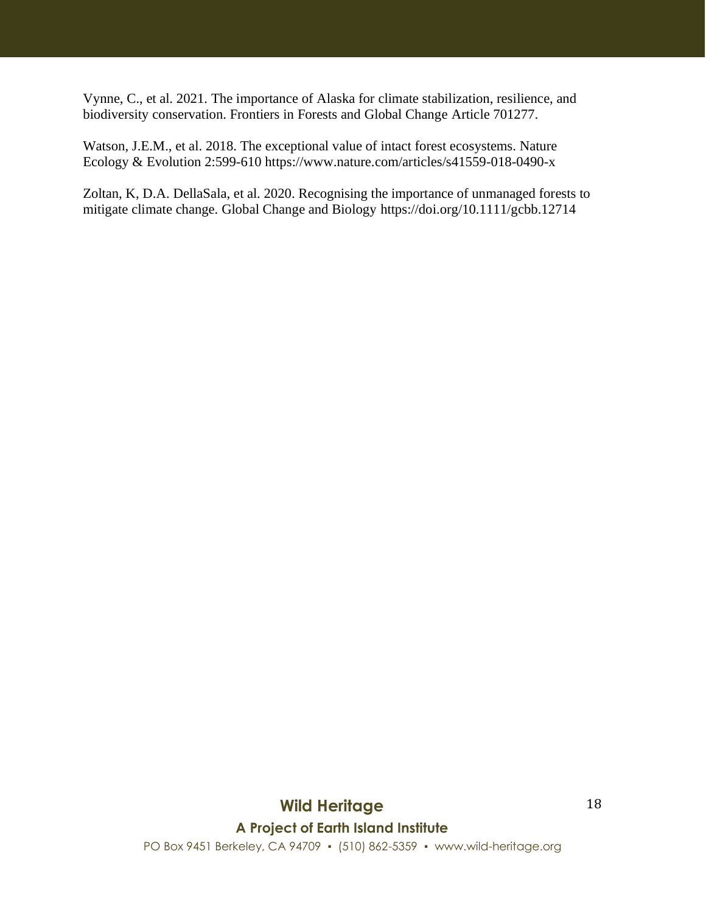Vynne, C., et al. 2021. The importance of Alaska for climate stabilization, resilience, and biodiversity conservation. Frontiers in Forests and Global Change Article 701277.

Watson, J.E.M., et al. 2018. The exceptional value of intact forest ecosystems. Nature Ecology & Evolution 2:599-610 https://www.nature.com/articles/s41559-018-0490-x

Zoltan, K, D.A. DellaSala, et al. 2020. Recognising the importance of unmanaged forests to mitigate climate change. Global Change and Biology https://doi.org/10.1111/gcbb.12714